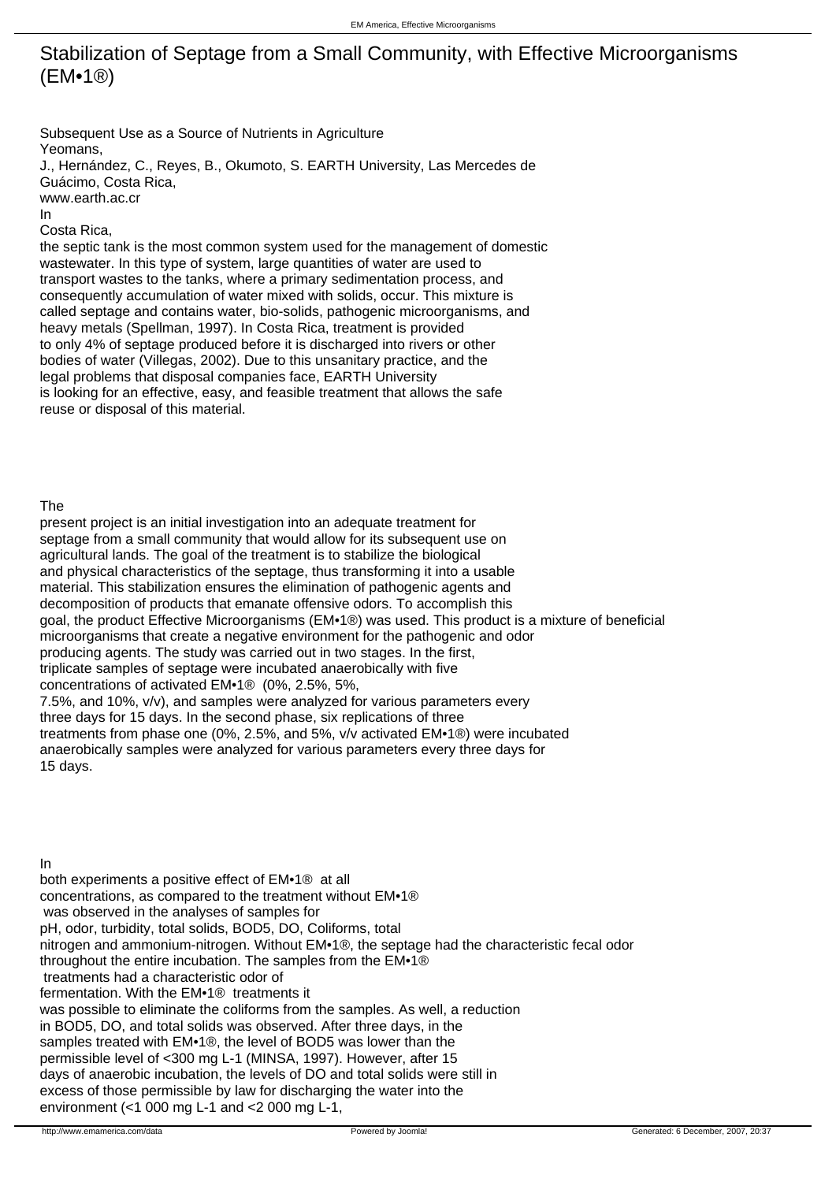# Stabilization of Septage from a Small Community, with Effective Microorganisms (EM•1®)

Subsequent Use as a Source of Nutrients in Agriculture
Yeomans,
J., Hernández, C., Reyes, B., Okumoto, S. EARTH University, Las Mercedes de Guácimo, Costa Rica,
www.earth.ac.cr

In Costa Rica, the septic tank is the most common system used for the management of domestic wastewater. In this type of system, large quantities of water are used to transport wastes to the tanks, where a primary sedimentation process, and consequently accumulation of water mixed with solids, occur. This mixture is called septage and contains water, bio-solids, pathogenic microorganisms, and heavy metals (Spellman, 1997). In Costa Rica, treatment is provided to only 4% of septage produced before it is discharged into rivers or other bodies of water (Villegas, 2002). Due to this unsanitary practice, and the legal problems that disposal companies face, EARTH University is looking for an effective, easy, and feasible treatment that allows the safe reuse or disposal of this material.

The present project is an initial investigation into an adequate treatment for septage from a small community that would allow for its subsequent use on agricultural lands. The goal of the treatment is to stabilize the biological and physical characteristics of the septage, thus transforming it into a usable material. This stabilization ensures the elimination of pathogenic agents and decomposition of products that emanate offensive odors. To accomplish this goal, the product Effective Microorganisms (EM•1®) was used. This product is a mixture of beneficial microorganisms that create a negative environment for the pathogenic and odor producing agents. The study was carried out in two stages. In the first, triplicate samples of septage were incubated anaerobically with five concentrations of activated EM•1® (0%, 2.5%, 5%, 7.5%, and 10%, v/v), and samples were analyzed for various parameters every three days for 15 days. In the second phase, six replications of three treatments from phase one (0%, 2.5%, and 5%, v/v activated EM•1®) were incubated anaerobically samples were analyzed for various parameters every three days for 15 days.

In both experiments a positive effect of EM•1® at all concentrations, as compared to the treatment without EM•1® was observed in the analyses of samples for pH, odor, turbidity, total solids, BOD5, DO, Coliforms, total nitrogen and ammonium-nitrogen. Without EM•1®, the septage had the characteristic fecal odor throughout the entire incubation. The samples from the EM•1® treatments had a characteristic odor of fermentation. With the EM•1® treatments it was possible to eliminate the coliforms from the samples. As well, a reduction in BOD5, DO, and total solids was observed. After three days, in the samples treated with EM•1®, the level of BOD5 was lower than the permissible level of <300 mg L-1 (MINSA, 1997). However, after 15 days of anaerobic incubation, the levels of DO and total solids were still in excess of those permissible by law for discharging the water into the environment (<1 000 mg L-1 and <2 000 mg L-1,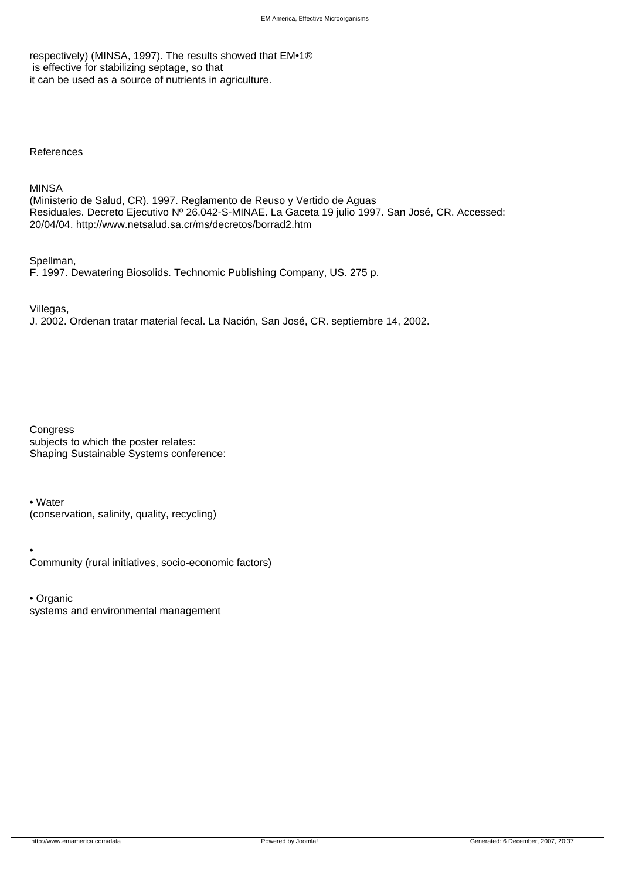respectively) (MINSA, 1997). The results showed that EM•1® is effective for stabilizing septage, so that it can be used as a source of nutrients in agriculture.

References

MINSA (Ministerio de Salud, CR). 1997. Reglamento de Reuso y Vertido de Aguas Residuales. Decreto Ejecutivo Nº 26.042-S-MINAE. La Gaceta 19 julio 1997. San José, CR. Accessed: 20/04/04. http://www.netsalud.sa.cr/ms/decretos/borrad2.htm

Spellman, F. 1997. Dewatering Biosolids. Technomic Publishing Company, US. 275 p.

Villegas, J. 2002. Ordenan tratar material fecal. La Nación, San José, CR. septiembre 14, 2002.

Congress subjects to which the poster relates:
Shaping Sustainable Systems conference:

- Water (conservation, salinity, quality, recycling)
- Community (rural initiatives, socio-economic factors)
- Organic systems and environmental management